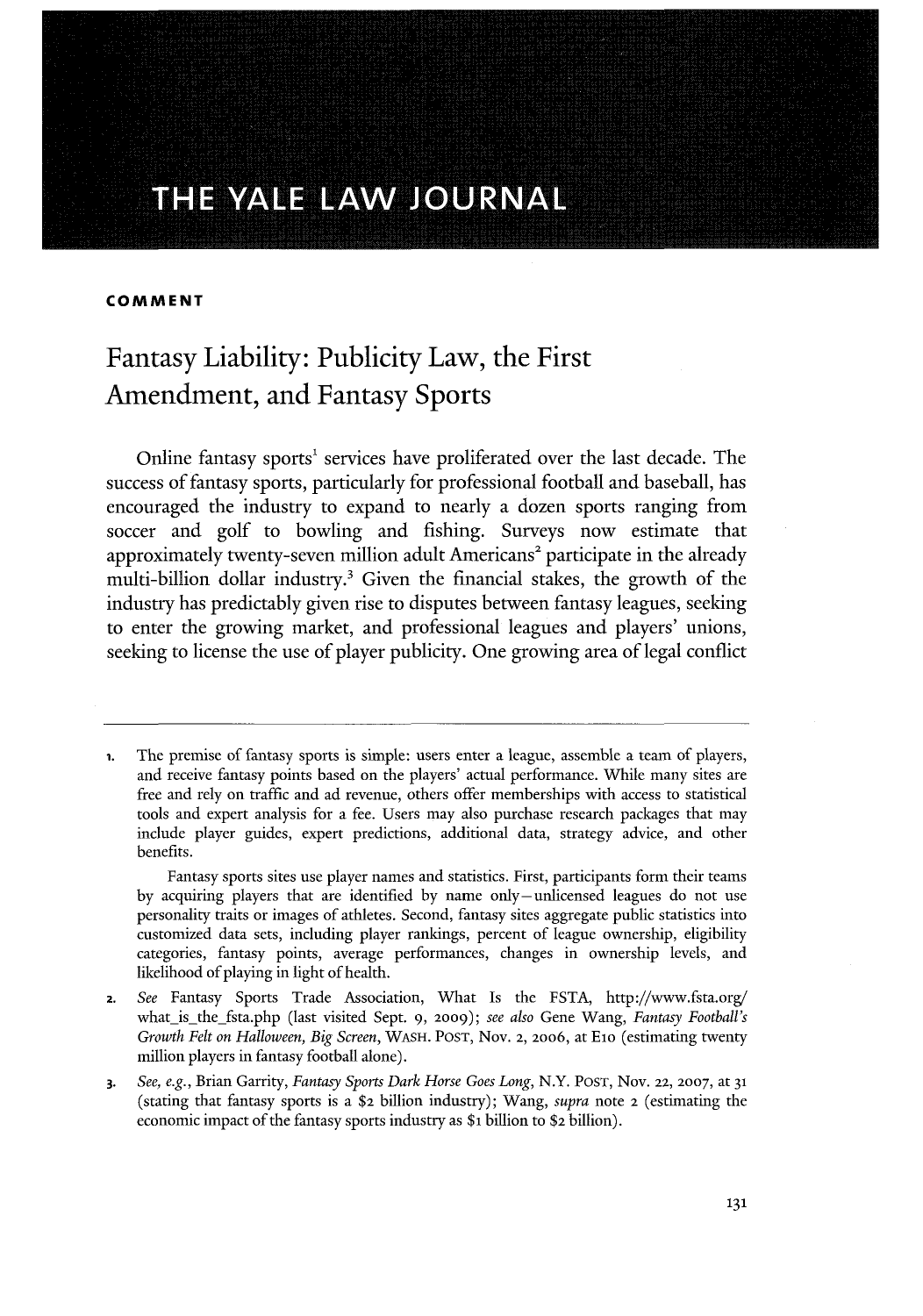# THE YALE LAW JOURNAL

**COMMENT**

## Fantasy Liability: Publicity Law, the First Amendment, and Fantasy Sports

Online fantasy sports[1] services have proliferated over the last decade. The success of fantasy sports, particularly for professional football and baseball, has encouraged the industry to expand to nearly a dozen sports ranging from soccer and golf to bowling and fishing. Surveys now estimate that approximately twenty-seven million adult Americans[2] participate in the already multi-billion dollar industry.[3] Given the financial stakes, the growth of the industry has predictably given rise to disputes between fantasy leagues, seeking to enter the growing market, and professional leagues and players' unions, seeking to license the use of player publicity. One growing area of legal conflict

---

1. The premise of fantasy sports is simple: users enter a league, assemble a team of players, and receive fantasy points based on the players' actual performance. While many sites are free and rely on traffic and ad revenue, others offer memberships with access to statistical tools and expert analysis for a fee. Users may also purchase research packages that may include player guides, expert predictions, additional data, strategy advice, and other benefits.

   Fantasy sports sites use player names and statistics. First, participants form their teams by acquiring players that are identified by name only—unlicensed leagues do not use personality traits or images of athletes. Second, fantasy sites aggregate public statistics into customized data sets, including player rankings, percent of league ownership, eligibility categories, fantasy points, average performances, changes in ownership levels, and likelihood of playing in light of health.

2. *See* Fantasy Sports Trade Association, What Is the FSTA, http://www.fsta.org/what_is_the_fsta.php (last visited Sept. 9, 2009); *see also* Gene Wang, *Fantasy Football's Growth Felt on Halloween, Big Screen*, WASH. POST, Nov. 2, 2006, at E10 (estimating twenty million players in fantasy football alone).

3. *See, e.g.*, Brian Garrity, *Fantasy Sports Dark Horse Goes Long*, N.Y. POST, Nov. 22, 2007, at 31 (stating that fantasy sports is a $2 billion industry); Wang, *supra* note 2 (estimating the economic impact of the fantasy sports industry as $1 billion to $2 billion).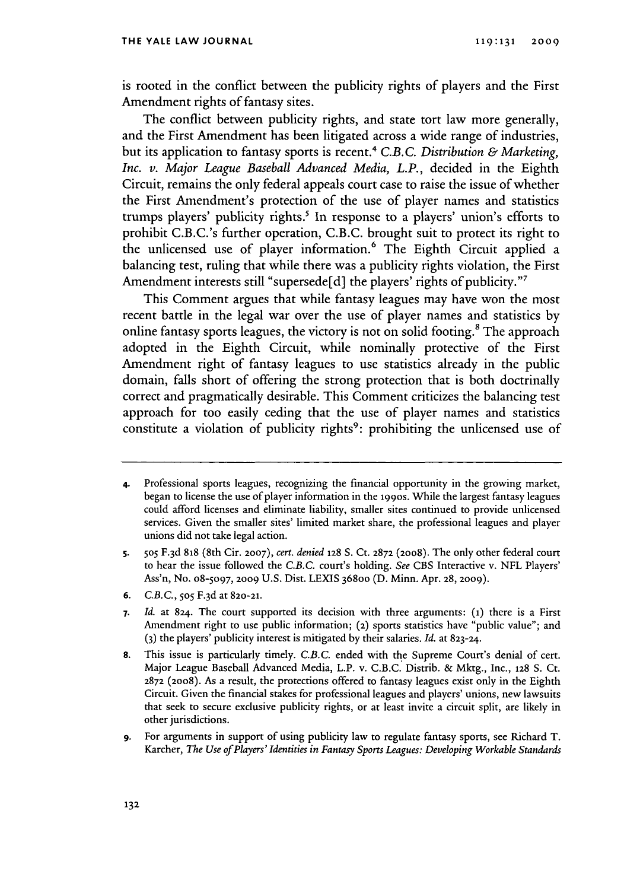is rooted in the conflict between the publicity rights of players and the First Amendment rights of fantasy sites.

The conflict between publicity rights, and state tort law more generally, and the First Amendment has been litigated across a wide range of industries, but its application to fantasy sports is recent.[4] *C.B.C. Distribution & Marketing, Inc. v. Major League Baseball Advanced Media, L.P.*, decided in the Eighth Circuit, remains the only federal appeals court case to raise the issue of whether the First Amendment's protection of the use of player names and statistics trumps players' publicity rights.[5] In response to a players' union's efforts to prohibit C.B.C.'s further operation, C.B.C. brought suit to protect its right to the unlicensed use of player information.[6] The Eighth Circuit applied a balancing test, ruling that while there was a publicity rights violation, the First Amendment interests still "supersede[d] the players' rights of publicity."[7]

This Comment argues that while fantasy leagues may have won the most recent battle in the legal war over the use of player names and statistics by online fantasy sports leagues, the victory is not on solid footing.[8] The approach adopted in the Eighth Circuit, while nominally protective of the First Amendment right of fantasy leagues to use statistics already in the public domain, falls short of offering the strong protection that is both doctrinally correct and pragmatically desirable. This Comment criticizes the balancing test approach for too easily ceding that the use of player names and statistics constitute a violation of publicity rights[9]: prohibiting the unlicensed use of

---

4. Professional sports leagues, recognizing the financial opportunity in the growing market, began to license the use of player information in the 1990s. While the largest fantasy leagues could afford licenses and eliminate liability, smaller sites continued to provide unlicensed services. Given the smaller sites' limited market share, the professional leagues and player unions did not take legal action.

5. 505 F.3d 818 (8th Cir. 2007), *cert. denied* 128 S. Ct. 2872 (2008). The only other federal court to hear the issue followed the *C.B.C.* court's holding. *See* CBS Interactive v. NFL Players' Ass'n, No. 08-5097, 2009 U.S. Dist. LEXIS 36800 (D. Minn. Apr. 28, 2009).

6. *C.B.C.*, 505 F.3d at 820-21.

7. *Id.* at 824. The court supported its decision with three arguments: (1) there is a First Amendment right to use public information; (2) sports statistics have "public value"; and (3) the players' publicity interest is mitigated by their salaries. *Id.* at 823-24.

8. This issue is particularly timely. *C.B.C.* ended with the Supreme Court's denial of cert. Major League Baseball Advanced Media, L.P. v. C.B.C. Distrib. & Mktg., Inc., 128 S. Ct. 2872 (2008). As a result, the protections offered to fantasy leagues exist only in the Eighth Circuit. Given the financial stakes for professional leagues and players' unions, new lawsuits that seek to secure exclusive publicity rights, or at least invite a circuit split, are likely in other jurisdictions.

9. For arguments in support of using publicity law to regulate fantasy sports, see Richard T. Karcher, *The Use of Players' Identities in Fantasy Sports Leagues: Developing Workable Standards*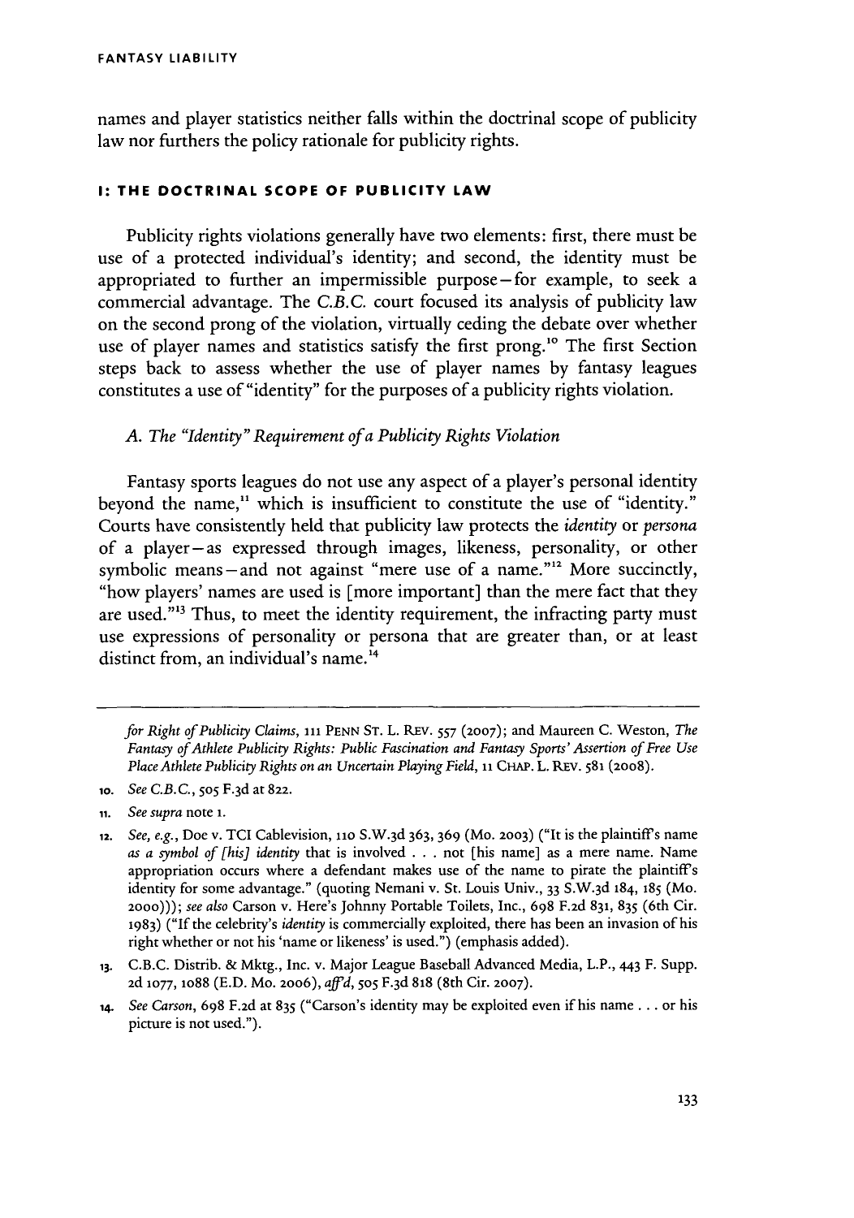names and player statistics neither falls within the doctrinal scope of publicity law nor furthers the policy rationale for publicity rights.

## I: THE DOCTRINAL SCOPE OF PUBLICITY LAW

Publicity rights violations generally have two elements: first, there must be use of a protected individual's identity; and second, the identity must be appropriated to further an impermissible purpose—for example, to seek a commercial advantage. The *C.B.C.* court focused its analysis of publicity law on the second prong of the violation, virtually ceding the debate over whether use of player names and statistics satisfy the first prong.[10] The first Section steps back to assess whether the use of player names by fantasy leagues constitutes a use of "identity" for the purposes of a publicity rights violation.

### A. The "Identity" Requirement of a Publicity Rights Violation

Fantasy sports leagues do not use any aspect of a player's personal identity beyond the name,[11] which is insufficient to constitute the use of "identity." Courts have consistently held that publicity law protects the *identity* or *persona* of a player—as expressed through images, likeness, personality, or other symbolic means—and not against "mere use of a name."[12] More succinctly, "how players' names are used is [more important] than the mere fact that they are used."[13] Thus, to meet the identity requirement, the infracting party must use expressions of personality or persona that are greater than, or at least distinct from, an individual's name.[14]

---

*for Right of Publicity Claims*, 111 PENN ST. L. REV. 557 (2007); and Maureen C. Weston, *The Fantasy of Athlete Publicity Rights: Public Fascination and Fantasy Sports' Assertion of Free Use Place Athlete Publicity Rights on an Uncertain Playing Field*, 11 CHAP. L. REV. 581 (2008).

10. *See C.B.C.*, 505 F.3d at 822.

11. *See supra* note 1.

12. *See, e.g.*, Doe v. TCI Cablevision, 110 S.W.3d 363, 369 (Mo. 2003) ("It is the plaintiff's name *as a symbol of [his] identity* that is involved . . . not [his name] as a mere name. Name appropriation occurs where a defendant makes use of the name to pirate the plaintiff's identity for some advantage." (quoting Nemani v. St. Louis Univ., 33 S.W.3d 184, 185 (Mo. 2000))); *see also* Carson v. Here's Johnny Portable Toilets, Inc., 698 F.2d 831, 835 (6th Cir. 1983) ("If the celebrity's *identity* is commercially exploited, there has been an invasion of his right whether or not his 'name or likeness' is used.") (emphasis added).

13. C.B.C. Distrib. & Mktg., Inc. v. Major League Baseball Advanced Media, L.P., 443 F. Supp. 2d 1077, 1088 (E.D. Mo. 2006), *aff'd*, 505 F.3d 818 (8th Cir. 2007).

14. *See Carson*, 698 F.2d at 835 ("Carson's identity may be exploited even if his name . . . or his picture is not used.").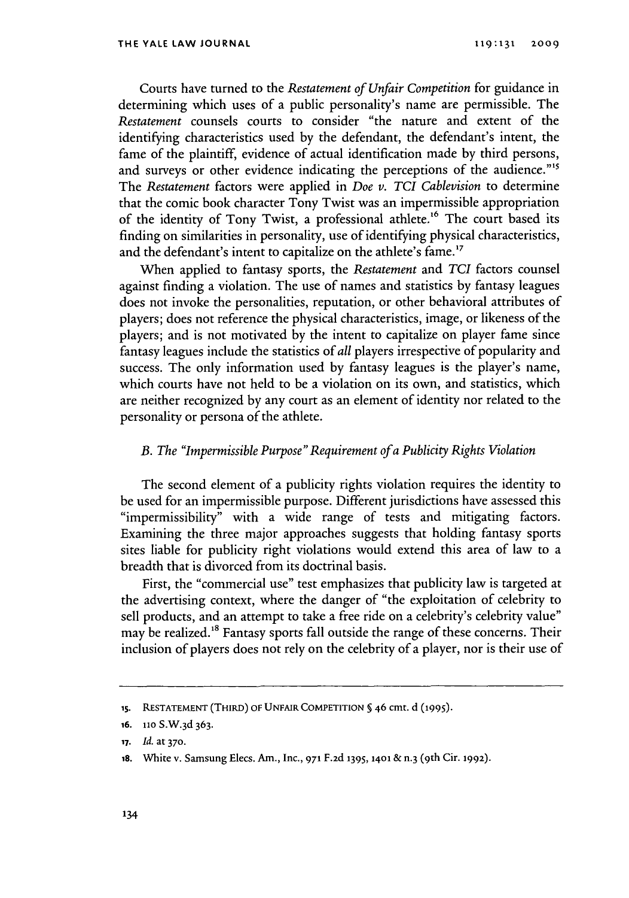Courts have turned to the *Restatement of Unfair Competition* for guidance in determining which uses of a public personality's name are permissible. The *Restatement* counsels courts to consider "the nature and extent of the identifying characteristics used by the defendant, the defendant's intent, the fame of the plaintiff, evidence of actual identification made by third persons, and surveys or other evidence indicating the perceptions of the audience."[15] The *Restatement* factors were applied in *Doe v. TCI Cablevision* to determine that the comic book character Tony Twist was an impermissible appropriation of the identity of Tony Twist, a professional athlete.[16] The court based its finding on similarities in personality, use of identifying physical characteristics, and the defendant's intent to capitalize on the athlete's fame.[17]

When applied to fantasy sports, the *Restatement* and *TCI* factors counsel against finding a violation. The use of names and statistics by fantasy leagues does not invoke the personalities, reputation, or other behavioral attributes of players; does not reference the physical characteristics, image, or likeness of the players; and is not motivated by the intent to capitalize on player fame since fantasy leagues include the statistics of *all* players irrespective of popularity and success. The only information used by fantasy leagues is the player's name, which courts have not held to be a violation on its own, and statistics, which are neither recognized by any court as an element of identity nor related to the personality or persona of the athlete.

### *B. The "Impermissible Purpose" Requirement of a Publicity Rights Violation*

The second element of a publicity rights violation requires the identity to be used for an impermissible purpose. Different jurisdictions have assessed this "impermissibility" with a wide range of tests and mitigating factors. Examining the three major approaches suggests that holding fantasy sports sites liable for publicity right violations would extend this area of law to a breadth that is divorced from its doctrinal basis.

First, the "commercial use" test emphasizes that publicity law is targeted at the advertising context, where the danger of "the exploitation of celebrity to sell products, and an attempt to take a free ride on a celebrity's celebrity value" may be realized.[18] Fantasy sports fall outside the range of these concerns. Their inclusion of players does not rely on the celebrity of a player, nor is their use of

---

15. RESTATEMENT (THIRD) OF UNFAIR COMPETITION § 46 cmt. d (1995).

16. 110 S.W.3d 363.

17. *Id.* at 370.

18. White v. Samsung Elecs. Am., Inc., 971 F.2d 1395, 1401 & n.3 (9th Cir. 1992).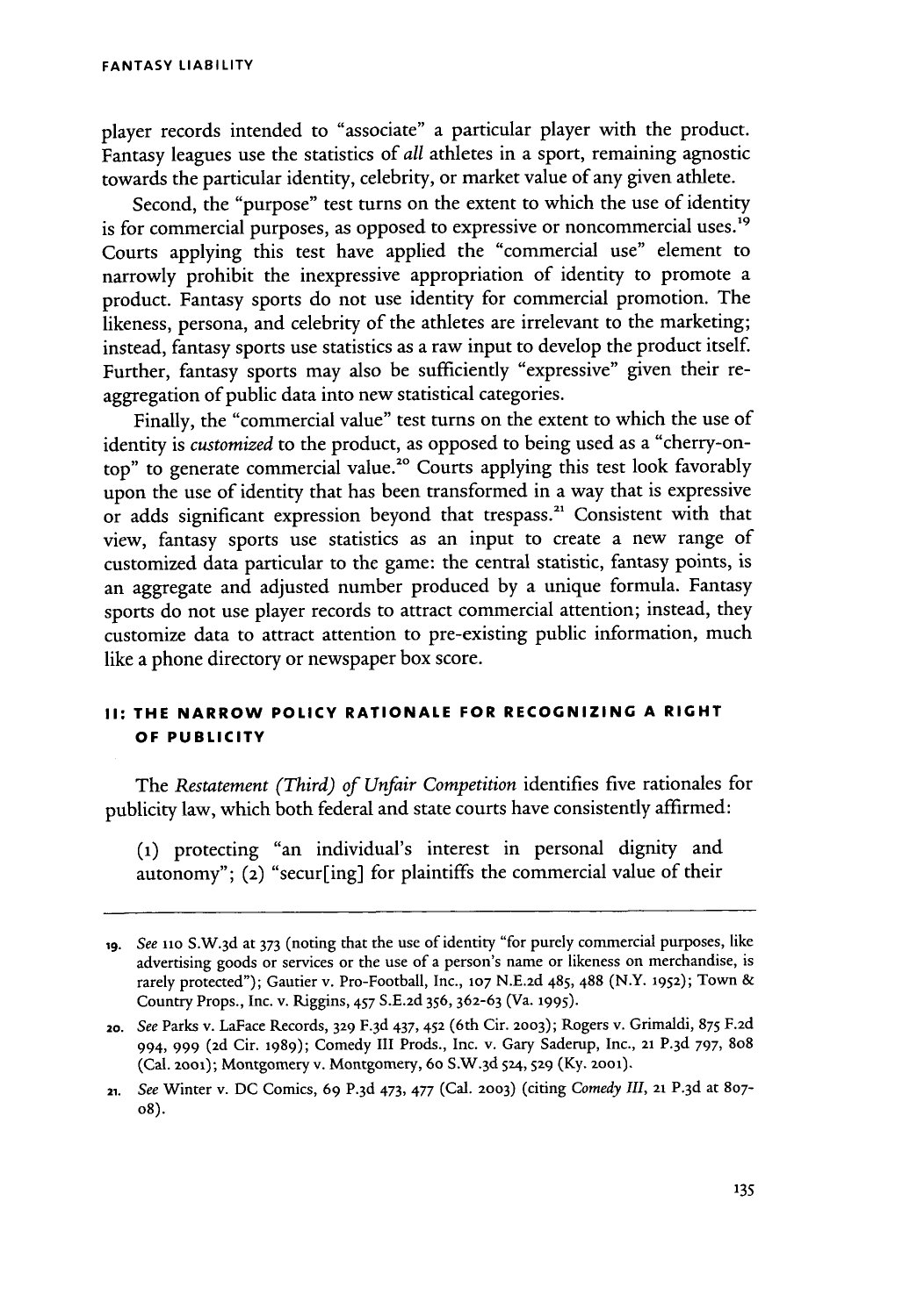player records intended to "associate" a particular player with the product. Fantasy leagues use the statistics of *all* athletes in a sport, remaining agnostic towards the particular identity, celebrity, or market value of any given athlete.

Second, the "purpose" test turns on the extent to which the use of identity is for commercial purposes, as opposed to expressive or noncommercial uses.[19] Courts applying this test have applied the "commercial use" element to narrowly prohibit the inexpressive appropriation of identity to promote a product. Fantasy sports do not use identity for commercial promotion. The likeness, persona, and celebrity of the athletes are irrelevant to the marketing; instead, fantasy sports use statistics as a raw input to develop the product itself. Further, fantasy sports may also be sufficiently "expressive" given their re-aggregation of public data into new statistical categories.

Finally, the "commercial value" test turns on the extent to which the use of identity is *customized* to the product, as opposed to being used as a "cherry-on-top" to generate commercial value.[20] Courts applying this test look favorably upon the use of identity that has been transformed in a way that is expressive or adds significant expression beyond that trespass.[21] Consistent with that view, fantasy sports use statistics as an input to create a new range of customized data particular to the game: the central statistic, fantasy points, is an aggregate and adjusted number produced by a unique formula. Fantasy sports do not use player records to attract commercial attention; instead, they customize data to attract attention to pre-existing public information, much like a phone directory or newspaper box score.

## II: THE NARROW POLICY RATIONALE FOR RECOGNIZING A RIGHT OF PUBLICITY

The *Restatement (Third) of Unfair Competition* identifies five rationales for publicity law, which both federal and state courts have consistently affirmed:

> (1) protecting "an individual's interest in personal dignity and autonomy"; (2) "secur[ing] for plaintiffs the commercial value of their

---

19. *See* 110 S.W.3d at 373 (noting that the use of identity "for purely commercial purposes, like advertising goods or services or the use of a person's name or likeness on merchandise, is rarely protected"); Gautier v. Pro-Football, Inc., 107 N.E.2d 485, 488 (N.Y. 1952); Town & Country Props., Inc. v. Riggins, 457 S.E.2d 356, 362-63 (Va. 1995).

20. *See* Parks v. LaFace Records, 329 F.3d 437, 452 (6th Cir. 2003); Rogers v. Grimaldi, 875 F.2d 994, 999 (2d Cir. 1989); Comedy III Prods., Inc. v. Gary Saderup, Inc., 21 P.3d 797, 808 (Cal. 2001); Montgomery v. Montgomery, 60 S.W.3d 524, 529 (Ky. 2001).

21. *See* Winter v. DC Comics, 69 P.3d 473, 477 (Cal. 2003) (citing *Comedy III*, 21 P.3d at 807-08).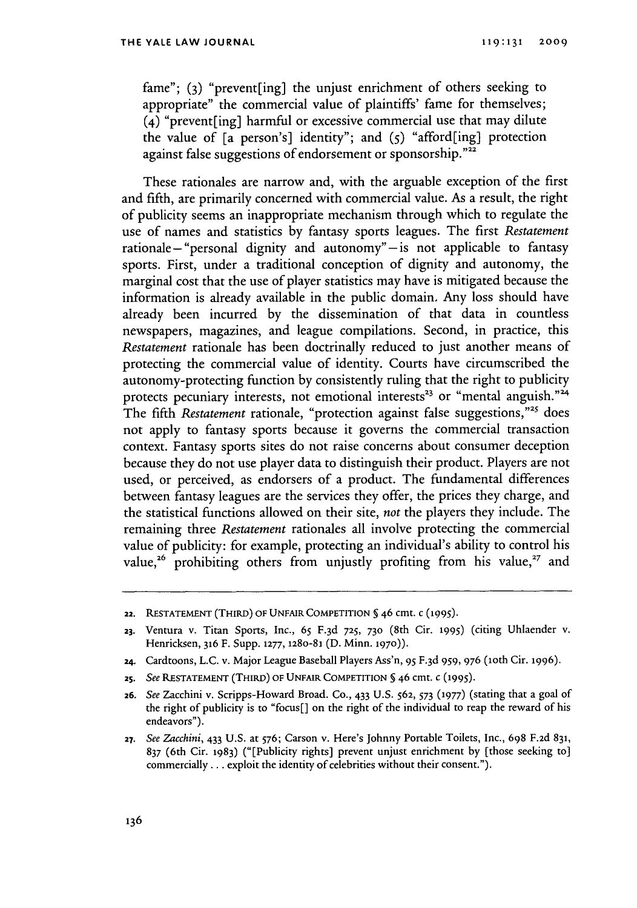fame"; (3) "prevent[ing] the unjust enrichment of others seeking to appropriate" the commercial value of plaintiffs' fame for themselves; (4) "prevent[ing] harmful or excessive commercial use that may dilute the value of [a person's] identity"; and (5) "afford[ing] protection against false suggestions of endorsement or sponsorship."[22]

These rationales are narrow and, with the arguable exception of the first and fifth, are primarily concerned with commercial value. As a result, the right of publicity seems an inappropriate mechanism through which to regulate the use of names and statistics by fantasy sports leagues. The first *Restatement* rationale—"personal dignity and autonomy"—is not applicable to fantasy sports. First, under a traditional conception of dignity and autonomy, the marginal cost that the use of player statistics may have is mitigated because the information is already available in the public domain. Any loss should have already been incurred by the dissemination of that data in countless newspapers, magazines, and league compilations. Second, in practice, this *Restatement* rationale has been doctrinally reduced to just another means of protecting the commercial value of identity. Courts have circumscribed the autonomy-protecting function by consistently ruling that the right to publicity protects pecuniary interests, not emotional interests[23] or "mental anguish."[24] The fifth *Restatement* rationale, "protection against false suggestions,"[25] does not apply to fantasy sports because it governs the commercial transaction context. Fantasy sports sites do not raise concerns about consumer deception because they do not use player data to distinguish their product. Players are not used, or perceived, as endorsers of a product. The fundamental differences between fantasy leagues are the services they offer, the prices they charge, and the statistical functions allowed on their site, *not* the players they include. The remaining three *Restatement* rationales all involve protecting the commercial value of publicity: for example, protecting an individual's ability to control his value,[26] prohibiting others from unjustly profiting from his value,[27] and

---

22. RESTATEMENT (THIRD) OF UNFAIR COMPETITION § 46 cmt. c (1995).

23. Ventura v. Titan Sports, Inc., 65 F.3d 725, 730 (8th Cir. 1995) (citing Uhlaender v. Henricksen, 316 F. Supp. 1277, 1280-81 (D. Minn. 1970)).

24. Cardtoons, L.C. v. Major League Baseball Players Ass'n, 95 F.3d 959, 976 (10th Cir. 1996).

25. *See* RESTATEMENT (THIRD) OF UNFAIR COMPETITION § 46 cmt. c (1995).

26. *See* Zacchini v. Scripps-Howard Broad. Co., 433 U.S. 562, 573 (1977) (stating that a goal of the right of publicity is to "focus[] on the right of the individual to reap the reward of his endeavors").

27. *See Zacchini*, 433 U.S. at 576; Carson v. Here's Johnny Portable Toilets, Inc., 698 F.2d 831, 837 (6th Cir. 1983) ("[Publicity rights] prevent unjust enrichment by [those seeking to] commercially . . . exploit the identity of celebrities without their consent.").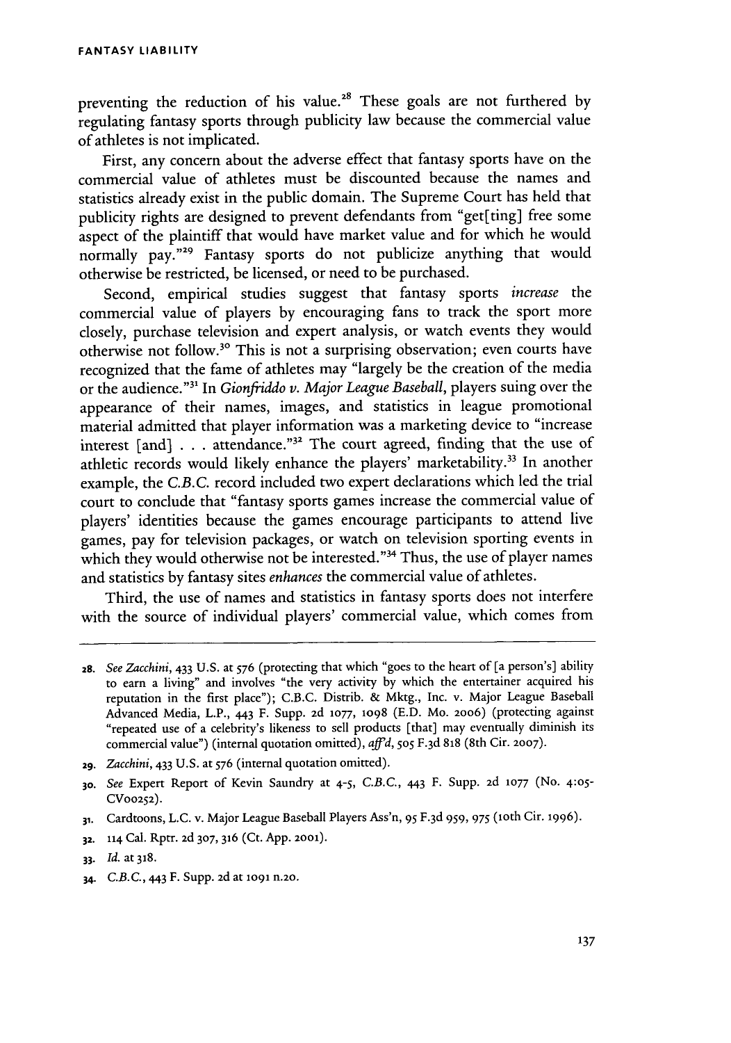preventing the reduction of his value.[28] These goals are not furthered by regulating fantasy sports through publicity law because the commercial value of athletes is not implicated.

First, any concern about the adverse effect that fantasy sports have on the commercial value of athletes must be discounted because the names and statistics already exist in the public domain. The Supreme Court has held that publicity rights are designed to prevent defendants from "get[ting] free some aspect of the plaintiff that would have market value and for which he would normally pay."[29] Fantasy sports do not publicize anything that would otherwise be restricted, be licensed, or need to be purchased.

Second, empirical studies suggest that fantasy sports *increase* the commercial value of players by encouraging fans to track the sport more closely, purchase television and expert analysis, or watch events they would otherwise not follow.[30] This is not a surprising observation; even courts have recognized that the fame of athletes may "largely be the creation of the media or the audience."[31] In *Gionfriddo v. Major League Baseball*, players suing over the appearance of their names, images, and statistics in league promotional material admitted that player information was a marketing device to "increase interest [and] . . . attendance."[32] The court agreed, finding that the use of athletic records would likely enhance the players' marketability.[33] In another example, the *C.B.C.* record included two expert declarations which led the trial court to conclude that "fantasy sports games increase the commercial value of players' identities because the games encourage participants to attend live games, pay for television packages, or watch on television sporting events in which they would otherwise not be interested."[34] Thus, the use of player names and statistics by fantasy sites *enhances* the commercial value of athletes.

Third, the use of names and statistics in fantasy sports does not interfere with the source of individual players' commercial value, which comes from

---

28. *See Zacchini*, 433 U.S. at 576 (protecting that which "goes to the heart of [a person's] ability to earn a living" and involves "the very activity by which the entertainer acquired his reputation in the first place"); C.B.C. Distrib. & Mktg., Inc. v. Major League Baseball Advanced Media, L.P., 443 F. Supp. 2d 1077, 1098 (E.D. Mo. 2006) (protecting against "repeated use of a celebrity's likeness to sell products [that] may eventually diminish its commercial value") (internal quotation omitted), *aff'd*, 505 F.3d 818 (8th Cir. 2007).

29. *Zacchini*, 433 U.S. at 576 (internal quotation omitted).

30. *See* Expert Report of Kevin Saundry at 4-5, *C.B.C.*, 443 F. Supp. 2d 1077 (No. 4:05-CV00252).

31. Cardtoons, L.C. v. Major League Baseball Players Ass'n, 95 F.3d 959, 975 (10th Cir. 1996).

32. 114 Cal. Rptr. 2d 307, 316 (Ct. App. 2001).

33. *Id.* at 318.

34. *C.B.C.*, 443 F. Supp. 2d at 1091 n.20.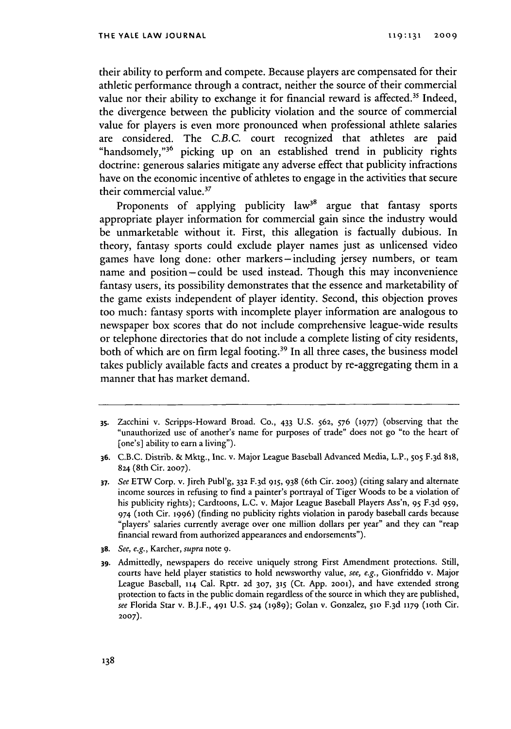their ability to perform and compete. Because players are compensated for their athletic performance through a contract, neither the source of their commercial value nor their ability to exchange it for financial reward is affected.[35] Indeed, the divergence between the publicity violation and the source of commercial value for players is even more pronounced when professional athlete salaries are considered. The *C.B.C.* court recognized that athletes are paid "handsomely,"[36] picking up on an established trend in publicity rights doctrine: generous salaries mitigate any adverse effect that publicity infractions have on the economic incentive of athletes to engage in the activities that secure their commercial value.[37]

Proponents of applying publicity law[38] argue that fantasy sports appropriate player information for commercial gain since the industry would be unmarketable without it. First, this allegation is factually dubious. In theory, fantasy sports could exclude player names just as unlicensed video games have long done: other markers—including jersey numbers, or team name and position—could be used instead. Though this may inconvenience fantasy users, its possibility demonstrates that the essence and marketability of the game exists independent of player identity. Second, this objection proves too much: fantasy sports with incomplete player information are analogous to newspaper box scores that do not include comprehensive league-wide results or telephone directories that do not include a complete listing of city residents, both of which are on firm legal footing.[39] In all three cases, the business model takes publicly available facts and creates a product by re-aggregating them in a manner that has market demand.

---

35. Zacchini v. Scripps-Howard Broad. Co., 433 U.S. 562, 576 (1977) (observing that the "unauthorized use of another's name for purposes of trade" does not go "to the heart of [one's] ability to earn a living").

36. C.B.C. Distrib. & Mktg., Inc. v. Major League Baseball Advanced Media, L.P., 505 F.3d 818, 824 (8th Cir. 2007).

37. *See* ETW Corp. v. Jireh Publ'g, 332 F.3d 915, 938 (6th Cir. 2003) (citing salary and alternate income sources in refusing to find a painter's portrayal of Tiger Woods to be a violation of his publicity rights); Cardtoons, L.C. v. Major League Baseball Players Ass'n, 95 F.3d 959, 974 (10th Cir. 1996) (finding no publicity rights violation in parody baseball cards because "players' salaries currently average over one million dollars per year" and they can "reap financial reward from authorized appearances and endorsements").

38. *See, e.g.*, Karcher, *supra* note 9.

39. Admittedly, newspapers do receive uniquely strong First Amendment protections. Still, courts have held player statistics to hold newsworthy value, *see, e.g.*, Gionfriddo v. Major League Baseball, 114 Cal. Rptr. 2d 307, 315 (Ct. App. 2001), and have extended strong protection to facts in the public domain regardless of the source in which they are published, *see* Florida Star v. B.J.F., 491 U.S. 524 (1989); Golan v. Gonzalez, 510 F.3d 1179 (10th Cir. 2007).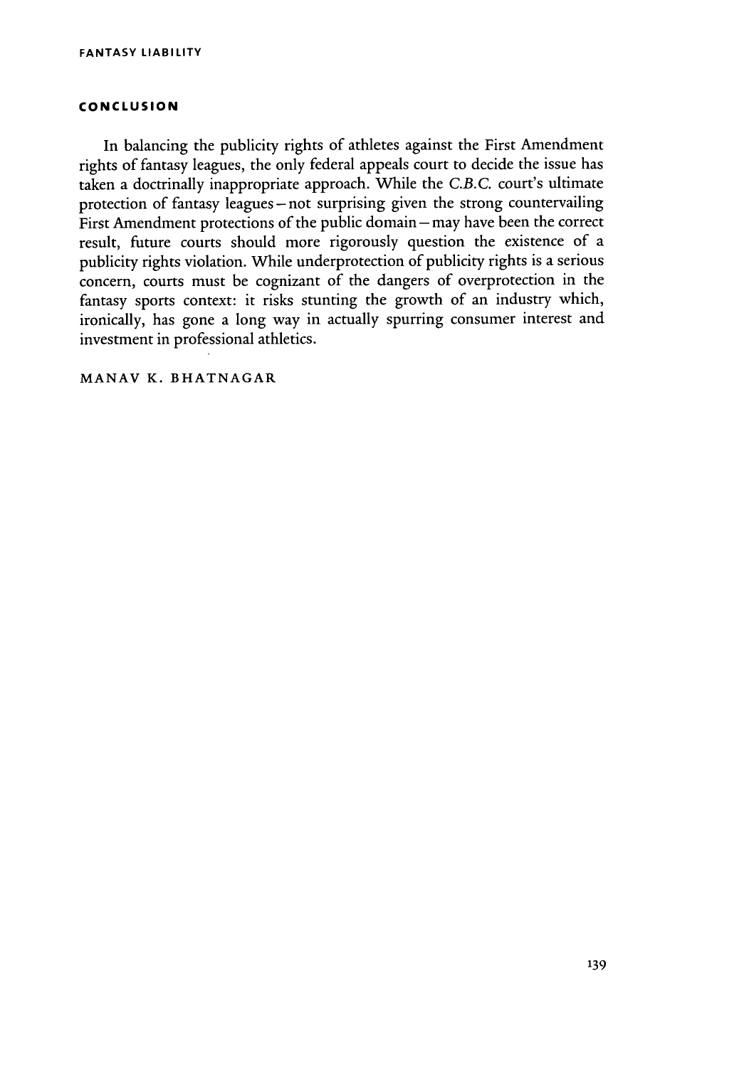## CONCLUSION

In balancing the publicity rights of athletes against the First Amendment rights of fantasy leagues, the only federal appeals court to decide the issue has taken a doctrinally inappropriate approach. While the *C.B.C.* court's ultimate protection of fantasy leagues – not surprising given the strong countervailing First Amendment protections of the public domain – may have been the correct result, future courts should more rigorously question the existence of a publicity rights violation. While underprotection of publicity rights is a serious concern, courts must be cognizant of the dangers of overprotection in the fantasy sports context: it risks stunting the growth of an industry which, ironically, has gone a long way in actually spurring consumer interest and investment in professional athletics.

MANAV K. BHATNAGAR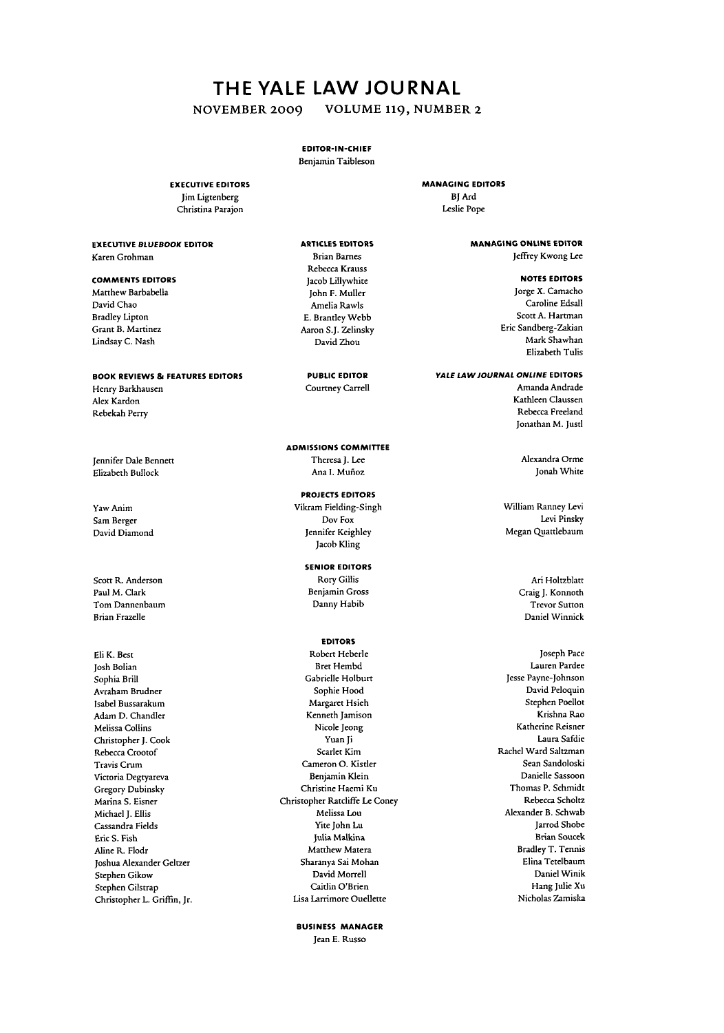# THE YALE LAW JOURNAL

NOVEMBER 2009 VOLUME 119, NUMBER 2

**EDITOR-IN-CHIEF**
Benjamin Taibleson

**EXECUTIVE EDITORS**
Jim Ligtenberg
Christina Parajon

**MANAGING EDITORS**
BJ Ard
Leslie Pope

**EXECUTIVE *BLUEBOOK* EDITOR**
Karen Grohman

**ARTICLES EDITORS**
Brian Barnes
Rebecca Krauss
Jacob Lillywhite
John F. Muller
Amelia Rawls
E. Brantley Webb
Aaron S.J. Zelinsky
David Zhou

**MANAGING ONLINE EDITOR**
Jeffrey Kwong Lee

**COMMENTS EDITORS**
Matthew Barbabella
David Chao
Bradley Lipton
Grant B. Martinez
Lindsay C. Nash

**NOTES EDITORS**
Jorge X. Camacho
Caroline Edsall
Scott A. Hartman
Eric Sandberg-Zakian
Mark Shawhan
Elizabeth Tulis

**BOOK REVIEWS & FEATURES EDITORS**
Henry Barkhausen
Alex Kardon
Rebekah Perry

**PUBLIC EDITOR**
Courtney Carrell

***YALE LAW JOURNAL ONLINE* EDITORS**
Amanda Andrade
Kathleen Claussen
Rebecca Freeland
Jonathan M. Justl

**ADMISSIONS COMMITTEE**
Jennifer Dale Bennett
Elizabeth Bullock
Theresa J. Lee
Ana I. Muñoz
Alexandra Orme
Jonah White

**PROJECTS EDITORS**
Yaw Anim
Sam Berger
David Diamond
Vikram Fielding-Singh
Dov Fox
Jennifer Keighley
Jacob Kling
William Ranney Levi
Levi Pinsky
Megan Quattlebaum

**SENIOR EDITORS**
Scott R. Anderson
Paul M. Clark
Tom Dannenbaum
Brian Frazelle
Rory Gillis
Benjamin Gross
Danny Habib
Ari Holtzblatt
Craig J. Konnoth
Trevor Sutton
Daniel Winnick

**EDITORS**
Eli K. Best
Josh Bolian
Sophia Brill
Avraham Brudner
Isabel Bussarakum
Adam D. Chandler
Melissa Collins
Christopher J. Cook
Rebecca Crootof
Travis Crum
Victoria Degtyareva
Gregory Dubinsky
Marina S. Eisner
Michael J. Ellis
Cassandra Fields
Eric S. Fish
Aline R. Flodr
Joshua Alexander Geltzer
Stephen Gikow
Stephen Gilstrap
Christopher L. Griffin, Jr.
Robert Heberle
Bret Hembd
Gabrielle Holburt
Sophie Hood
Margaret Hsieh
Kenneth Jamison
Nicole Jeong
Yuan Ji
Scarlet Kim
Cameron O. Kistler
Benjamin Klein
Christine Haemi Ku
Christopher Ratcliffe Le Coney
Melissa Lou
Yite John Lu
Julia Malkina
Matthew Matera
Sharanya Sai Mohan
David Morrell
Caitlin O'Brien
Lisa Larrimore Ouellette
Joseph Pace
Lauren Pardee
Jesse Payne-Johnson
David Peloquin
Stephen Poellot
Krishna Rao
Katherine Reisner
Laura Safdie
Rachel Ward Saltzman
Sean Sandoloski
Danielle Sassoon
Thomas P. Schmidt
Rebecca Scholtz
Alexander B. Schwab
Jarrod Shobe
Brian Soucek
Bradley T. Tennis
Elina Tetelbaum
Daniel Winik
Hang Julie Xu
Nicholas Zamiska

**BUSINESS MANAGER**
Jean E. Russo